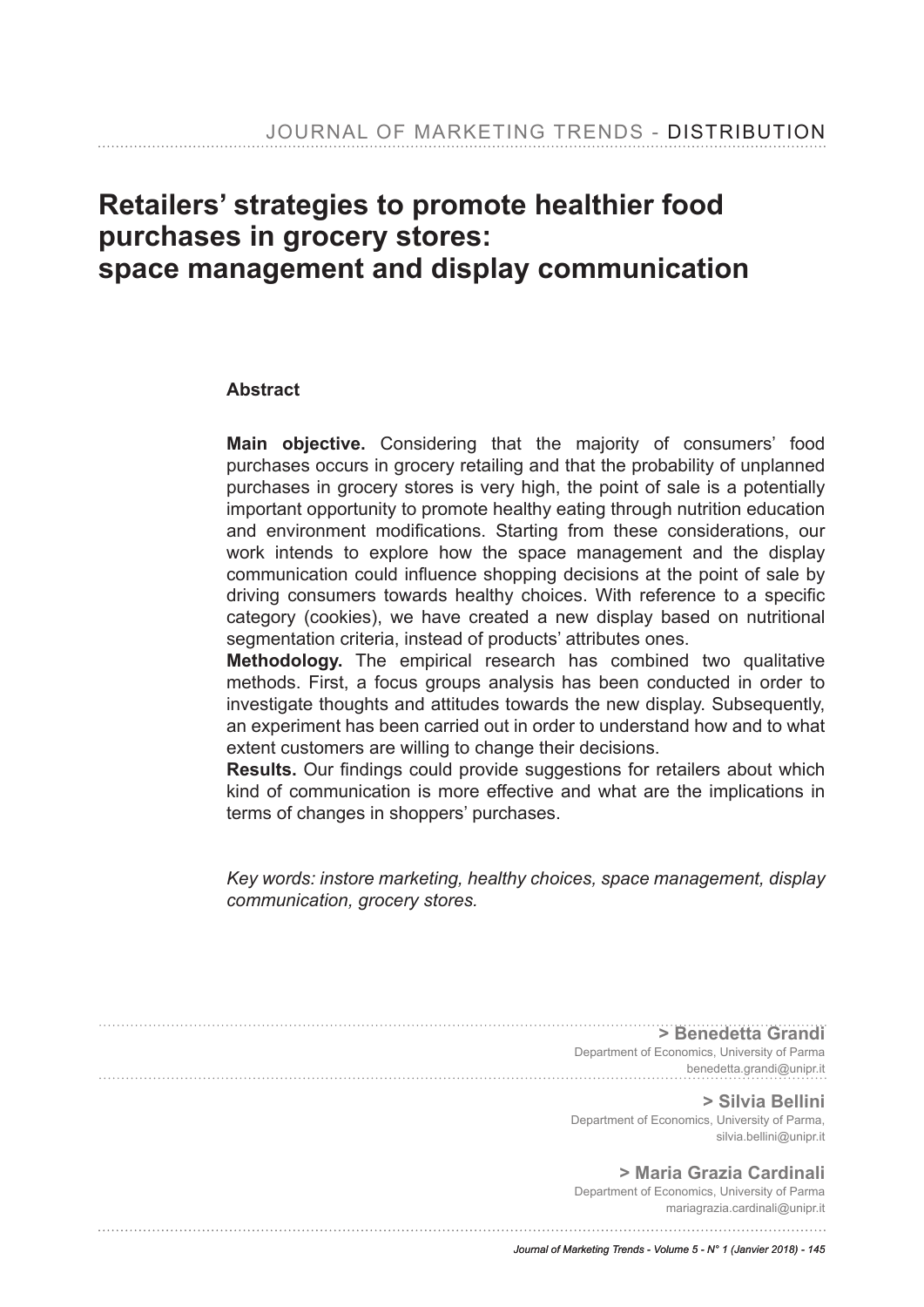# Retailers' strategies to promote healthier food purchases in grocery stores: space management and display communication

## Abstract

**Main objective.** Considering that the majority of consumers' food purchases occurs in grocery retailing and that the probability of unplanned purchases in grocery stores is very high, the point of sale is a potentially important opportunity to promote healthy eating through nutrition education and environment modifications. Starting from these considerations, our work intends to explore how the space management and the display communication could influence shopping decisions at the point of sale by driving consumers towards healthy choices. With reference to a specific category (cookies), we have created a new display based on nutritional segmentation criteria, instead of products' attributes ones.

**Methodology.** The empirical research has combined two qualitative methods. First, a focus groups analysis has been conducted in order to investigate thoughts and attitudes towards the new display. Subsequently, an experiment has been carried out in order to understand how and to what extent customers are willing to change their decisions.

**Results.** Our findings could provide suggestions for retailers about which kind of communication is more effective and what are the implications in terms of changes in shoppers' purchases.

*Key words: instore marketing, healthy choices, space management, display communication, grocery stores.*

**> Benedetta Grandi**
Department of Economics, University of Parma
benedetta.grandi@unipr.it

**> Silvia Bellini**
Department of Economics, University of Parma,
silvia.bellini@unipr.it

**> Maria Grazia Cardinali**
Department of Economics, University of Parma
mariagrazia.cardinali@unipr.it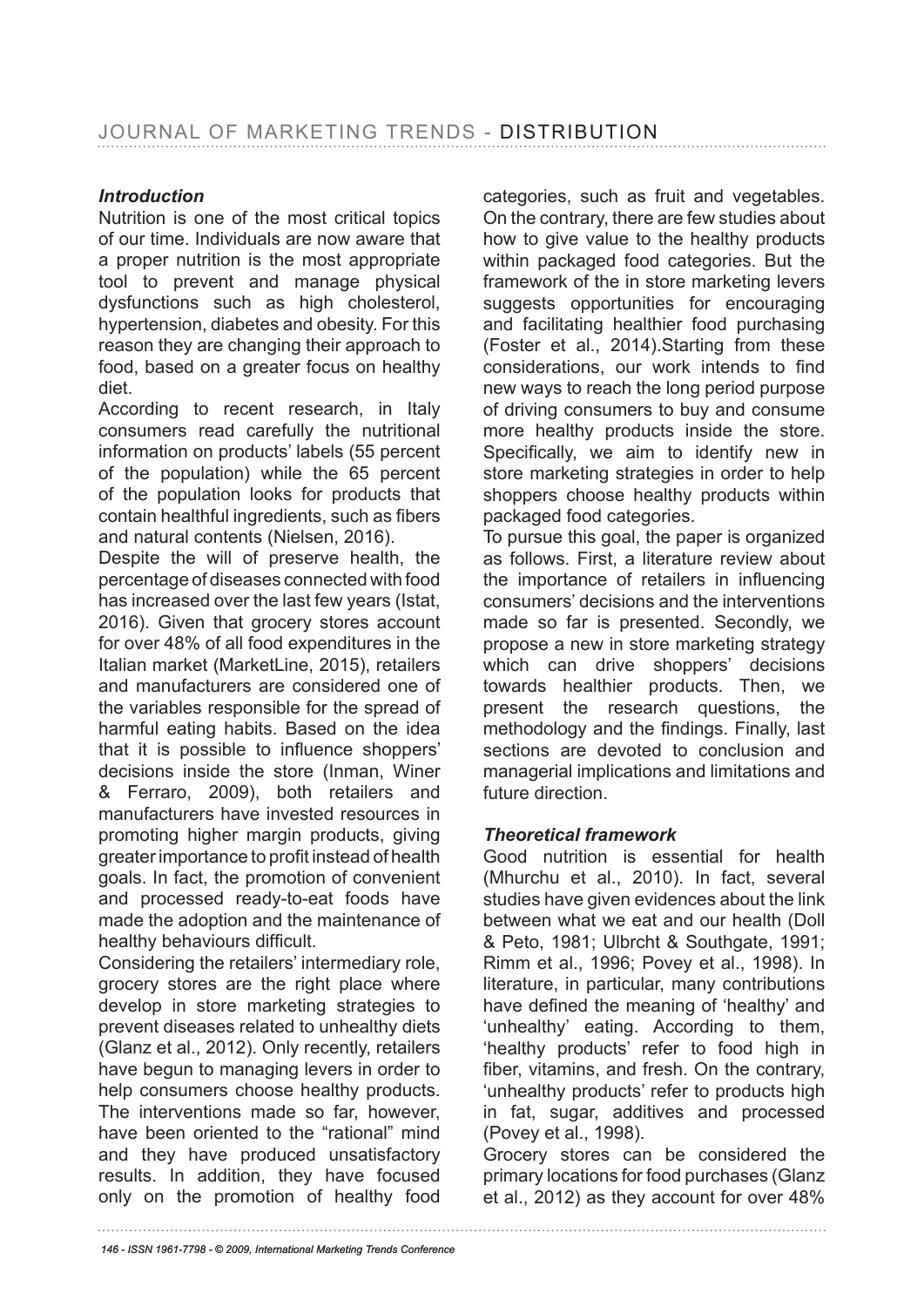### *Introduction*

Nutrition is one of the most critical topics of our time. Individuals are now aware that a proper nutrition is the most appropriate tool to prevent and manage physical dysfunctions such as high cholesterol, hypertension, diabetes and obesity. For this reason they are changing their approach to food, based on a greater focus on healthy diet.

According to recent research, in Italy consumers read carefully the nutritional information on products' labels (55 percent of the population) while the 65 percent of the population looks for products that contain healthful ingredients, such as fibers and natural contents (Nielsen, 2016).

Despite the will of preserve health, the percentage of diseases connected with food has increased over the last few years (Istat, 2016). Given that grocery stores account for over 48% of all food expenditures in the Italian market (MarketLine, 2015), retailers and manufacturers are considered one of the variables responsible for the spread of harmful eating habits. Based on the idea that it is possible to influence shoppers' decisions inside the store (Inman, Winer & Ferraro, 2009), both retailers and manufacturers have invested resources in promoting higher margin products, giving greater importance to profit instead of health goals. In fact, the promotion of convenient and processed ready-to-eat foods have made the adoption and the maintenance of healthy behaviours difficult.

Considering the retailers' intermediary role, grocery stores are the right place where develop in store marketing strategies to prevent diseases related to unhealthy diets (Glanz et al., 2012). Only recently, retailers have begun to managing levers in order to help consumers choose healthy products. The interventions made so far, however, have been oriented to the "rational" mind and they have produced unsatisfactory results. In addition, they have focused only on the promotion of healthy food categories, such as fruit and vegetables. On the contrary, there are few studies about how to give value to the healthy products within packaged food categories. But the framework of the in store marketing levers suggests opportunities for encouraging and facilitating healthier food purchasing (Foster et al., 2014).Starting from these considerations, our work intends to find new ways to reach the long period purpose of driving consumers to buy and consume more healthy products inside the store. Specifically, we aim to identify new in store marketing strategies in order to help shoppers choose healthy products within packaged food categories.

To pursue this goal, the paper is organized as follows. First, a literature review about the importance of retailers in influencing consumers' decisions and the interventions made so far is presented. Secondly, we propose a new in store marketing strategy which can drive shoppers' decisions towards healthier products. Then, we present the research questions, the methodology and the findings. Finally, last sections are devoted to conclusion and managerial implications and limitations and future direction.

### *Theoretical framework*

Good nutrition is essential for health (Mhurchu et al., 2010). In fact, several studies have given evidences about the link between what we eat and our health (Doll & Peto, 1981; Ulbrcht & Southgate, 1991; Rimm et al., 1996; Povey et al., 1998). In literature, in particular, many contributions have defined the meaning of 'healthy' and 'unhealthy' eating. According to them, 'healthy products' refer to food high in fiber, vitamins, and fresh. On the contrary, 'unhealthy products' refer to products high in fat, sugar, additives and processed (Povey et al., 1998).

Grocery stores can be considered the primary locations for food purchases (Glanz et al., 2012) as they account for over 48%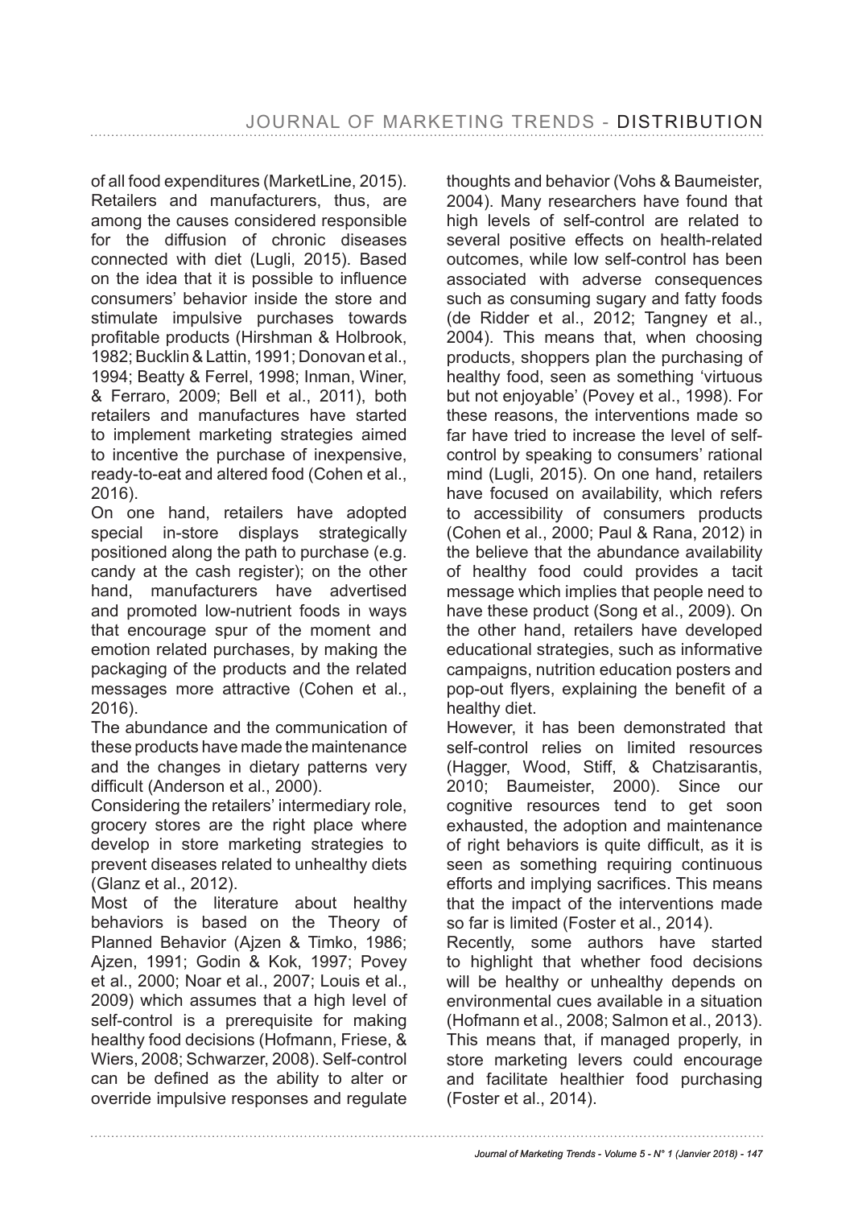of all food expenditures (MarketLine, 2015). Retailers and manufacturers, thus, are among the causes considered responsible for the diffusion of chronic diseases connected with diet (Lugli, 2015). Based on the idea that it is possible to influence consumers' behavior inside the store and stimulate impulsive purchases towards profitable products (Hirshman & Holbrook, 1982; Bucklin & Lattin, 1991; Donovan et al., 1994; Beatty & Ferrel, 1998; Inman, Winer, & Ferraro, 2009; Bell et al., 2011), both retailers and manufactures have started to implement marketing strategies aimed to incentive the purchase of inexpensive, ready-to-eat and altered food (Cohen et al., 2016).

On one hand, retailers have adopted special in-store displays strategically positioned along the path to purchase (e.g. candy at the cash register); on the other hand, manufacturers have advertised and promoted low-nutrient foods in ways that encourage spur of the moment and emotion related purchases, by making the packaging of the products and the related messages more attractive (Cohen et al., 2016).

The abundance and the communication of these products have made the maintenance and the changes in dietary patterns very difficult (Anderson et al., 2000).

Considering the retailers' intermediary role, grocery stores are the right place where develop in store marketing strategies to prevent diseases related to unhealthy diets (Glanz et al., 2012).

Most of the literature about healthy behaviors is based on the Theory of Planned Behavior (Ajzen & Timko, 1986; Ajzen, 1991; Godin & Kok, 1997; Povey et al., 2000; Noar et al., 2007; Louis et al., 2009) which assumes that a high level of self-control is a prerequisite for making healthy food decisions (Hofmann, Friese, & Wiers, 2008; Schwarzer, 2008). Self-control can be defined as the ability to alter or override impulsive responses and regulate thoughts and behavior (Vohs & Baumeister, 2004). Many researchers have found that high levels of self-control are related to several positive effects on health-related outcomes, while low self-control has been associated with adverse consequences such as consuming sugary and fatty foods (de Ridder et al., 2012; Tangney et al., 2004). This means that, when choosing products, shoppers plan the purchasing of healthy food, seen as something 'virtuous but not enjoyable' (Povey et al., 1998). For these reasons, the interventions made so far have tried to increase the level of self-control by speaking to consumers' rational mind (Lugli, 2015). On one hand, retailers have focused on availability, which refers to accessibility of consumers products (Cohen et al., 2000; Paul & Rana, 2012) in the believe that the abundance availability of healthy food could provides a tacit message which implies that people need to have these product (Song et al., 2009). On the other hand, retailers have developed educational strategies, such as informative campaigns, nutrition education posters and pop-out flyers, explaining the benefit of a healthy diet.

However, it has been demonstrated that self-control relies on limited resources (Hagger, Wood, Stiff, & Chatzisarantis, 2010; Baumeister, 2000). Since our cognitive resources tend to get soon exhausted, the adoption and maintenance of right behaviors is quite difficult, as it is seen as something requiring continuous efforts and implying sacrifices. This means that the impact of the interventions made so far is limited (Foster et al., 2014).

Recently, some authors have started to highlight that whether food decisions will be healthy or unhealthy depends on environmental cues available in a situation (Hofmann et al., 2008; Salmon et al., 2013). This means that, if managed properly, in store marketing levers could encourage and facilitate healthier food purchasing (Foster et al., 2014).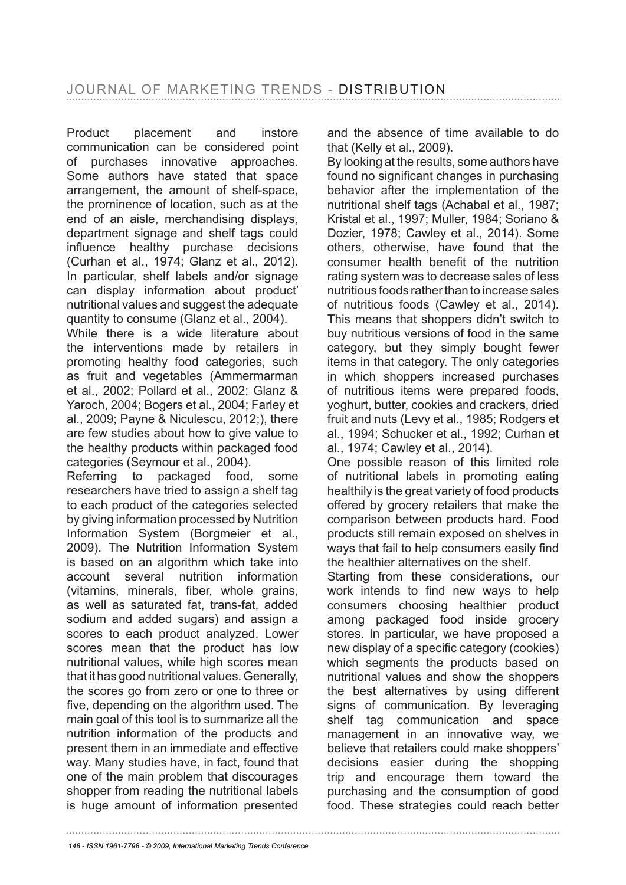Product placement and instore communication can be considered point of purchases innovative approaches. Some authors have stated that space arrangement, the amount of shelf-space, the prominence of location, such as at the end of an aisle, merchandising displays, department signage and shelf tags could influence healthy purchase decisions (Curhan et al., 1974; Glanz et al., 2012). In particular, shelf labels and/or signage can display information about product' nutritional values and suggest the adequate quantity to consume (Glanz et al., 2004).

While there is a wide literature about the interventions made by retailers in promoting healthy food categories, such as fruit and vegetables (Ammermarman et al., 2002; Pollard et al., 2002; Glanz & Yaroch, 2004; Bogers et al., 2004; Farley et al., 2009; Payne & Niculescu, 2012;), there are few studies about how to give value to the healthy products within packaged food categories (Seymour et al., 2004).

Referring to packaged food, some researchers have tried to assign a shelf tag to each product of the categories selected by giving information processed by Nutrition Information System (Borgmeier et al., 2009). The Nutrition Information System is based on an algorithm which take into account several nutrition information (vitamins, minerals, fiber, whole grains, as well as saturated fat, trans-fat, added sodium and added sugars) and assign a scores to each product analyzed. Lower scores mean that the product has low nutritional values, while high scores mean that it has good nutritional values. Generally, the scores go from zero or one to three or five, depending on the algorithm used. The main goal of this tool is to summarize all the nutrition information of the products and present them in an immediate and effective way. Many studies have, in fact, found that one of the main problem that discourages shopper from reading the nutritional labels is huge amount of information presented and the absence of time available to do that (Kelly et al., 2009).

By looking at the results, some authors have found no significant changes in purchasing behavior after the implementation of the nutritional shelf tags (Achabal et al., 1987; Kristal et al., 1997; Muller, 1984; Soriano & Dozier, 1978; Cawley et al., 2014). Some others, otherwise, have found that the consumer health benefit of the nutrition rating system was to decrease sales of less nutritious foods rather than to increase sales of nutritious foods (Cawley et al., 2014). This means that shoppers didn't switch to buy nutritious versions of food in the same category, but they simply bought fewer items in that category. The only categories in which shoppers increased purchases of nutritious items were prepared foods, yoghurt, butter, cookies and crackers, dried fruit and nuts (Levy et al., 1985; Rodgers et al., 1994; Schucker et al., 1992; Curhan et al., 1974; Cawley et al., 2014).

One possible reason of this limited role of nutritional labels in promoting eating healthily is the great variety of food products offered by grocery retailers that make the comparison between products hard. Food products still remain exposed on shelves in ways that fail to help consumers easily find the healthier alternatives on the shelf.

Starting from these considerations, our work intends to find new ways to help consumers choosing healthier product among packaged food inside grocery stores. In particular, we have proposed a new display of a specific category (cookies) which segments the products based on nutritional values and show the shoppers the best alternatives by using different signs of communication. By leveraging shelf tag communication and space management in an innovative way, we believe that retailers could make shoppers' decisions easier during the shopping trip and encourage them toward the purchasing and the consumption of good food. These strategies could reach better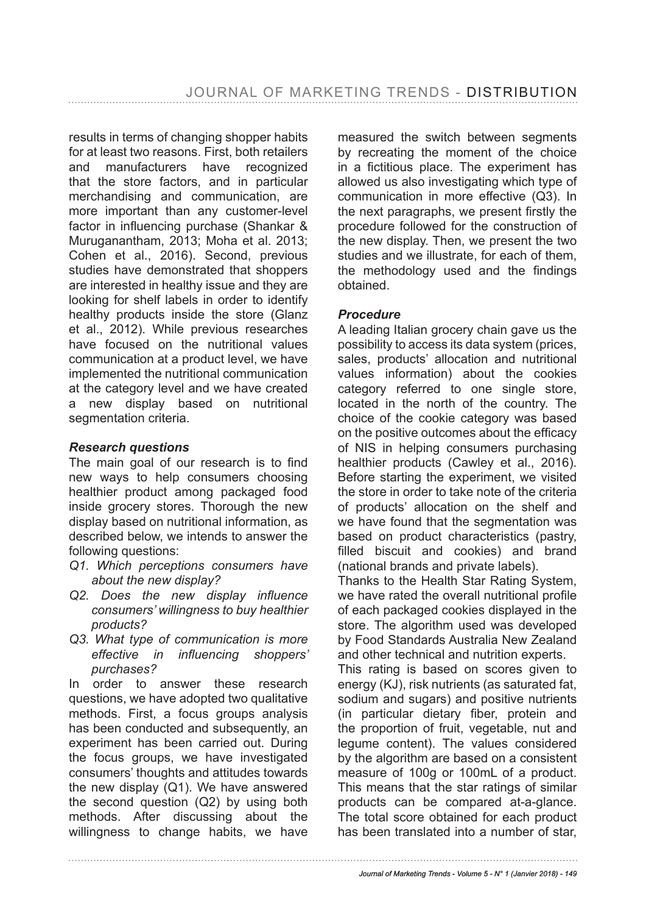results in terms of changing shopper habits for at least two reasons. First, both retailers and manufacturers have recognized that the store factors, and in particular merchandising and communication, are more important than any customer-level factor in influencing purchase (Shankar & Muruganantham, 2013; Moha et al. 2013; Cohen et al., 2016). Second, previous studies have demonstrated that shoppers are interested in healthy issue and they are looking for shelf labels in order to identify healthy products inside the store (Glanz et al., 2012). While previous researches have focused on the nutritional values communication at a product level, we have implemented the nutritional communication at the category level and we have created a new display based on nutritional segmentation criteria.

### *Research questions*

The main goal of our research is to find new ways to help consumers choosing healthier product among packaged food inside grocery stores. Thorough the new display based on nutritional information, as described below, we intends to answer the following questions:

- *Q1. Which perceptions consumers have about the new display?*
- *Q2. Does the new display influence consumers' willingness to buy healthier products?*
- *Q3. What type of communication is more effective in influencing shoppers' purchases?*

In order to answer these research questions, we have adopted two qualitative methods. First, a focus groups analysis has been conducted and subsequently, an experiment has been carried out. During the focus groups, we have investigated consumers' thoughts and attitudes towards the new display (Q1). We have answered the second question (Q2) by using both methods. After discussing about the willingness to change habits, we have measured the switch between segments by recreating the moment of the choice in a fictitious place. The experiment has allowed us also investigating which type of communication in more effective (Q3). In the next paragraphs, we present firstly the procedure followed for the construction of the new display. Then, we present the two studies and we illustrate, for each of them, the methodology used and the findings obtained.

### *Procedure*

A leading Italian grocery chain gave us the possibility to access its data system (prices, sales, products' allocation and nutritional values information) about the cookies category referred to one single store, located in the north of the country. The choice of the cookie category was based on the positive outcomes about the efficacy of NIS in helping consumers purchasing healthier products (Cawley et al., 2016). Before starting the experiment, we visited the store in order to take note of the criteria of products' allocation on the shelf and we have found that the segmentation was based on product characteristics (pastry, filled biscuit and cookies) and brand (national brands and private labels).

Thanks to the Health Star Rating System, we have rated the overall nutritional profile of each packaged cookies displayed in the store. The algorithm used was developed by Food Standards Australia New Zealand and other technical and nutrition experts.

This rating is based on scores given to energy (KJ), risk nutrients (as saturated fat, sodium and sugars) and positive nutrients (in particular dietary fiber, protein and the proportion of fruit, vegetable, nut and legume content). The values considered by the algorithm are based on a consistent measure of 100g or 100mL of a product. This means that the star ratings of similar products can be compared at-a-glance. The total score obtained for each product has been translated into a number of star,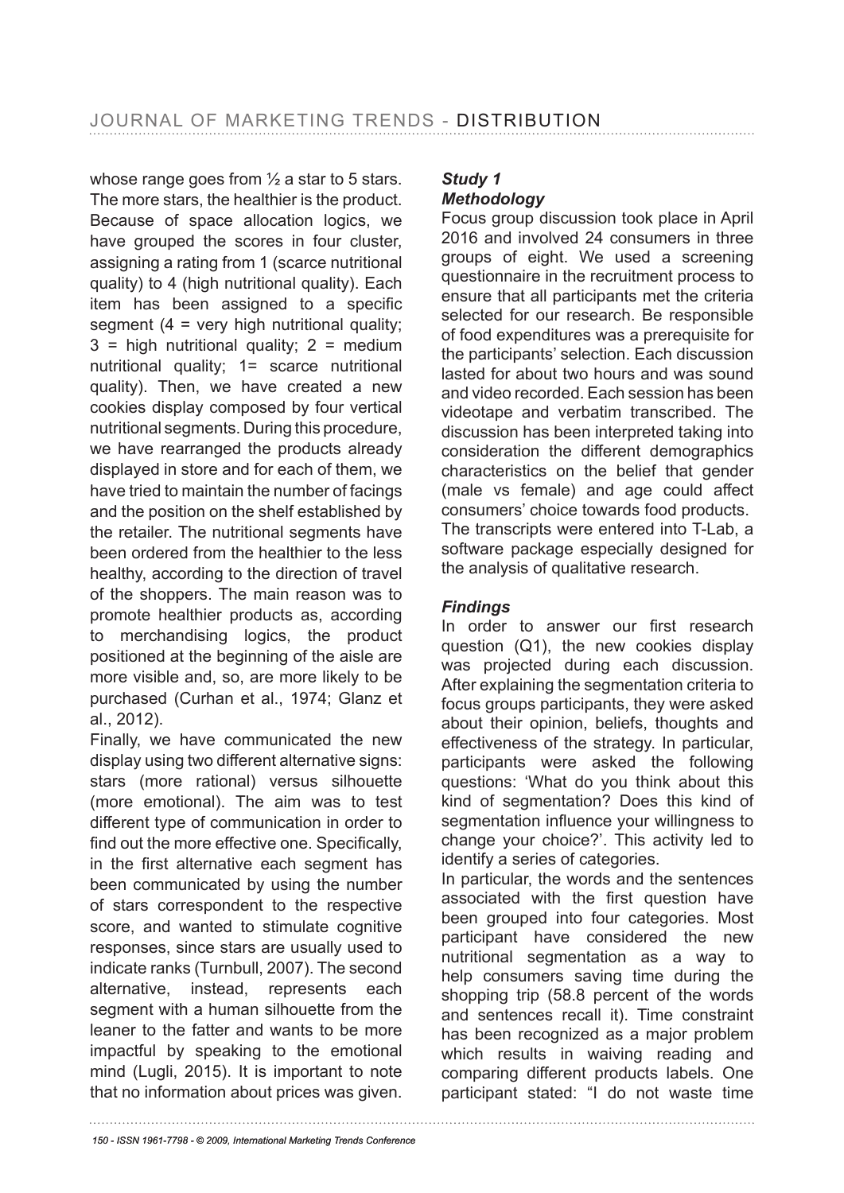whose range goes from ½ a star to 5 stars. The more stars, the healthier is the product. Because of space allocation logics, we have grouped the scores in four cluster, assigning a rating from 1 (scarce nutritional quality) to 4 (high nutritional quality). Each item has been assigned to a specific segment (4 = very high nutritional quality; 3 = high nutritional quality; 2 = medium nutritional quality; 1= scarce nutritional quality). Then, we have created a new cookies display composed by four vertical nutritional segments. During this procedure, we have rearranged the products already displayed in store and for each of them, we have tried to maintain the number of facings and the position on the shelf established by the retailer. The nutritional segments have been ordered from the healthier to the less healthy, according to the direction of travel of the shoppers. The main reason was to promote healthier products as, according to merchandising logics, the product positioned at the beginning of the aisle are more visible and, so, are more likely to be purchased (Curhan et al., 1974; Glanz et al., 2012).

Finally, we have communicated the new display using two different alternative signs: stars (more rational) versus silhouette (more emotional). The aim was to test different type of communication in order to find out the more effective one. Specifically, in the first alternative each segment has been communicated by using the number of stars correspondent to the respective score, and wanted to stimulate cognitive responses, since stars are usually used to indicate ranks (Turnbull, 2007). The second alternative, instead, represents each segment with a human silhouette from the leaner to the fatter and wants to be more impactful by speaking to the emotional mind (Lugli, 2015). It is important to note that no information about prices was given.

### *Study 1*

#### *Methodology*

Focus group discussion took place in April 2016 and involved 24 consumers in three groups of eight. We used a screening questionnaire in the recruitment process to ensure that all participants met the criteria selected for our research. Be responsible of food expenditures was a prerequisite for the participants' selection. Each discussion lasted for about two hours and was sound and video recorded. Each session has been videotape and verbatim transcribed. The discussion has been interpreted taking into consideration the different demographics characteristics on the belief that gender (male vs female) and age could affect consumers' choice towards food products.

The transcripts were entered into T-Lab, a software package especially designed for the analysis of qualitative research.

#### *Findings*

In order to answer our first research question (Q1), the new cookies display was projected during each discussion. After explaining the segmentation criteria to focus groups participants, they were asked about their opinion, beliefs, thoughts and effectiveness of the strategy. In particular, participants were asked the following questions: 'What do you think about this kind of segmentation? Does this kind of segmentation influence your willingness to change your choice?'. This activity led to identify a series of categories.

In particular, the words and the sentences associated with the first question have been grouped into four categories. Most participant have considered the new nutritional segmentation as a way to help consumers saving time during the shopping trip (58.8 percent of the words and sentences recall it). Time constraint has been recognized as a major problem which results in waiving reading and comparing different products labels. One participant stated: "I do not waste time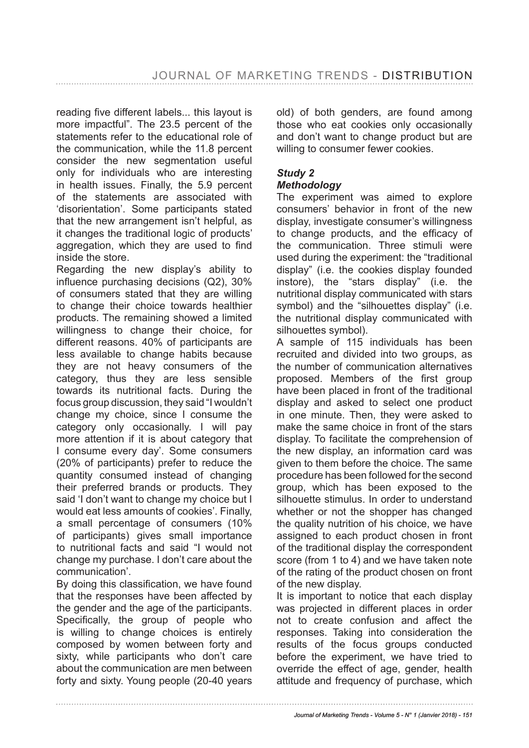reading five different labels... this layout is more impactful". The 23.5 percent of the statements refer to the educational role of the communication, while the 11.8 percent consider the new segmentation useful only for individuals who are interesting in health issues. Finally, the 5.9 percent of the statements are associated with 'disorientation'. Some participants stated that the new arrangement isn't helpful, as it changes the traditional logic of products' aggregation, which they are used to find inside the store.

Regarding the new display's ability to influence purchasing decisions (Q2), 30% of consumers stated that they are willing to change their choice towards healthier products. The remaining showed a limited willingness to change their choice, for different reasons. 40% of participants are less available to change habits because they are not heavy consumers of the category, thus they are less sensible towards its nutritional facts. During the focus group discussion, they said "I wouldn't change my choice, since I consume the category only occasionally. I will pay more attention if it is about category that I consume every day'. Some consumers (20% of participants) prefer to reduce the quantity consumed instead of changing their preferred brands or products. They said 'I don't want to change my choice but I would eat less amounts of cookies'. Finally, a small percentage of consumers (10% of participants) gives small importance to nutritional facts and said "I would not change my purchase. I don't care about the communication'.

By doing this classification, we have found that the responses have been affected by the gender and the age of the participants. Specifically, the group of people who is willing to change choices is entirely composed by women between forty and sixty, while participants who don't care about the communication are men between forty and sixty. Young people (20-40 years old) of both genders, are found among those who eat cookies only occasionally and don't want to change product but are willing to consumer fewer cookies.

### *Study 2*

### *Methodology*

The experiment was aimed to explore consumers' behavior in front of the new display, investigate consumer's willingness to change products, and the efficacy of the communication. Three stimuli were used during the experiment: the "traditional display" (i.e. the cookies display founded instore), the "stars display" (i.e. the nutritional display communicated with stars symbol) and the "silhouettes display" (i.e. the nutritional display communicated with silhouettes symbol).

A sample of 115 individuals has been recruited and divided into two groups, as the number of communication alternatives proposed. Members of the first group have been placed in front of the traditional display and asked to select one product in one minute. Then, they were asked to make the same choice in front of the stars display. To facilitate the comprehension of the new display, an information card was given to them before the choice. The same procedure has been followed for the second group, which has been exposed to the silhouette stimulus. In order to understand whether or not the shopper has changed the quality nutrition of his choice, we have assigned to each product chosen in front of the traditional display the correspondent score (from 1 to 4) and we have taken note of the rating of the product chosen on front of the new display.

It is important to notice that each display was projected in different places in order not to create confusion and affect the responses. Taking into consideration the results of the focus groups conducted before the experiment, we have tried to override the effect of age, gender, health attitude and frequency of purchase, which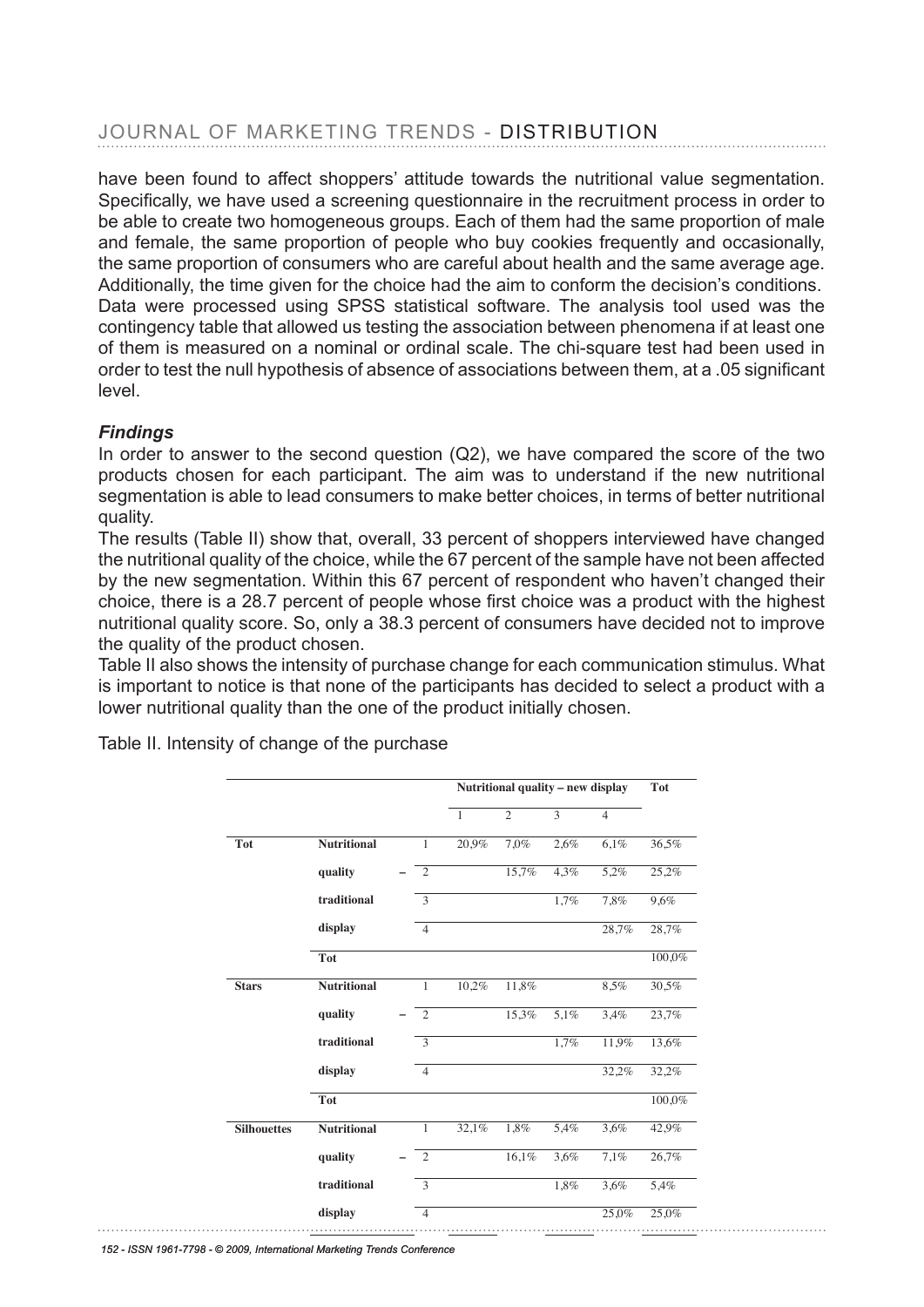have been found to affect shoppers' attitude towards the nutritional value segmentation. Specifically, we have used a screening questionnaire in the recruitment process in order to be able to create two homogeneous groups. Each of them had the same proportion of male and female, the same proportion of people who buy cookies frequently and occasionally, the same proportion of consumers who are careful about health and the same average age. Additionally, the time given for the choice had the aim to conform the decision's conditions. Data were processed using SPSS statistical software. The analysis tool used was the contingency table that allowed us testing the association between phenomena if at least one of them is measured on a nominal or ordinal scale. The chi-square test had been used in order to test the null hypothesis of absence of associations between them, at a .05 significant level.

### *Findings*

In order to answer to the second question (Q2), we have compared the score of the two products chosen for each participant. The aim was to understand if the new nutritional segmentation is able to lead consumers to make better choices, in terms of better nutritional quality.

The results (Table II) show that, overall, 33 percent of shoppers interviewed have changed the nutritional quality of the choice, while the 67 percent of the sample have not been affected by the new segmentation. Within this 67 percent of respondent who haven't changed their choice, there is a 28.7 percent of people whose first choice was a product with the highest nutritional quality score. So, only a 38.3 percent of consumers have decided not to improve the quality of the product chosen.

Table II also shows the intensity of purchase change for each communication stimulus. What is important to notice is that none of the participants has decided to select a product with a lower nutritional quality than the one of the product initially chosen.

Table II. Intensity of change of the purchase

| | | | Nutritional quality – new display | | | | Tot |
|---|---|---|---|---|---|---|---|
| | | | 1 | 2 | 3 | 4 | |
| **Tot** | **Nutritional** | 1 | 20,9% | 7,0% | 2,6% | 6,1% | 36,5% |
| | **quality –** | 2 | | 15,7% | 4,3% | 5,2% | 25,2% |
| | **traditional** | 3 | | | 1,7% | 7,8% | 9,6% |
| | **display** | 4 | | | | 28,7% | 28,7% |
| | **Tot** | | | | | | 100,0% |
| **Stars** | **Nutritional** | 1 | 10,2% | 11,8% | | 8,5% | 30,5% |
| | **quality –** | 2 | | 15,3% | 5,1% | 3,4% | 23,7% |
| | **traditional** | 3 | | | 1,7% | 11,9% | 13,6% |
| | **display** | 4 | | | | 32,2% | 32,2% |
| | **Tot** | | | | | | 100,0% |
| **Silhouettes** | **Nutritional** | 1 | 32,1% | 1,8% | 5,4% | 3,6% | 42,9% |
| | **quality –** | 2 | | 16,1% | 3,6% | 7,1% | 26,7% |
| | **traditional** | 3 | | | 1,8% | 3,6% | 5,4% |
| | **display** | 4 | | | | 25,0% | 25,0% |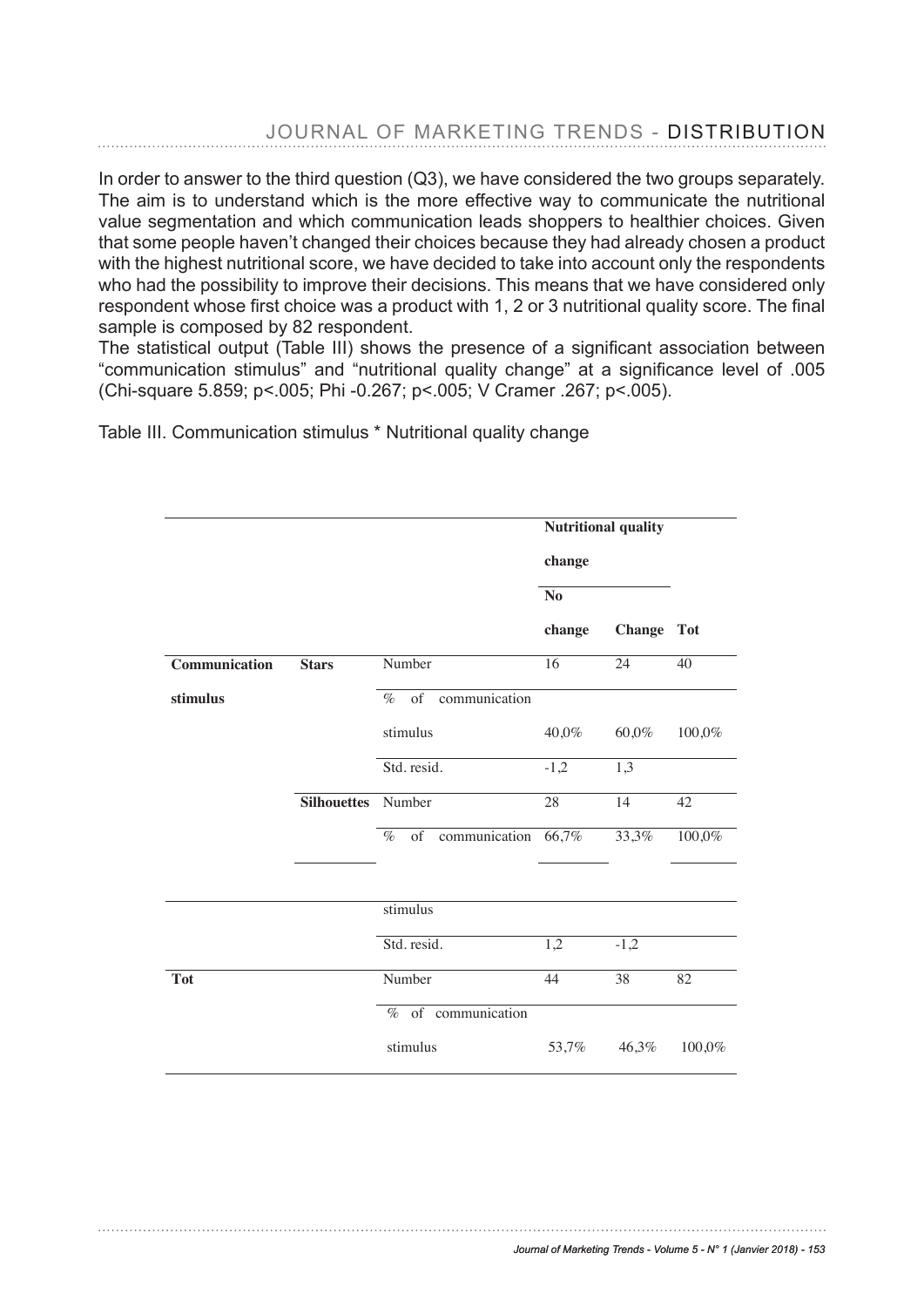In order to answer to the third question (Q3), we have considered the two groups separately. The aim is to understand which is the more effective way to communicate the nutritional value segmentation and which communication leads shoppers to healthier choices. Given that some people haven't changed their choices because they had already chosen a product with the highest nutritional score, we have decided to take into account only the respondents who had the possibility to improve their decisions. This means that we have considered only respondent whose first choice was a product with 1, 2 or 3 nutritional quality score. The final sample is composed by 82 respondent.

The statistical output (Table III) shows the presence of a significant association between "communication stimulus" and "nutritional quality change" at a significance level of .005 (Chi-square 5.859; p<.005; Phi -0.267; p<.005; V Cramer .267; p<.005).

Table III. Communication stimulus * Nutritional quality change

| | | | Nutritional quality change | | |
|---|---|---|---|---|---|
| | | | No change | Change | Tot |
| **Communication stimulus** | **Stars** | Number | 16 | 24 | 40 |
| | | % of communication stimulus | 40,0% | 60,0% | 100,0% |
| | | Std. resid. | -1,2 | 1,3 | |
| | **Silhouettes** | Number | 28 | 14 | 42 |
| | | % of communication stimulus | 66,7% | 33,3% | 100,0% |
| | | Std. resid. | 1,2 | -1,2 | |
| **Tot** | | Number | 44 | 38 | 82 |
| | | % of communication stimulus | 53,7% | 46,3% | 100,0% |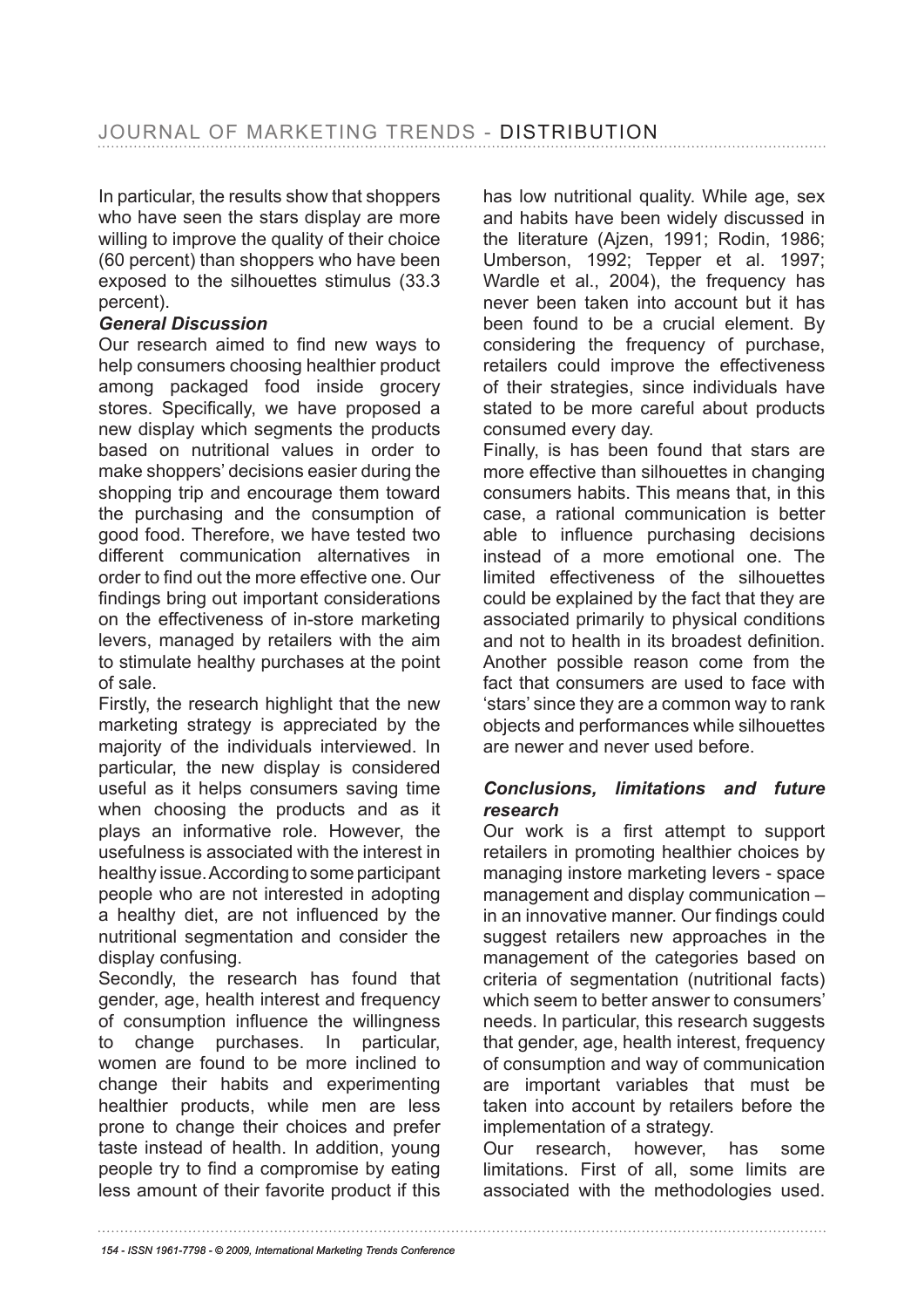In particular, the results show that shoppers who have seen the stars display are more willing to improve the quality of their choice (60 percent) than shoppers who have been exposed to the silhouettes stimulus (33.3 percent).

### *General Discussion*

Our research aimed to find new ways to help consumers choosing healthier product among packaged food inside grocery stores. Specifically, we have proposed a new display which segments the products based on nutritional values in order to make shoppers' decisions easier during the shopping trip and encourage them toward the purchasing and the consumption of good food. Therefore, we have tested two different communication alternatives in order to find out the more effective one. Our findings bring out important considerations on the effectiveness of in-store marketing levers, managed by retailers with the aim to stimulate healthy purchases at the point of sale.

Firstly, the research highlight that the new marketing strategy is appreciated by the majority of the individuals interviewed. In particular, the new display is considered useful as it helps consumers saving time when choosing the products and as it plays an informative role. However, the usefulness is associated with the interest in healthy issue. According to some participant people who are not interested in adopting a healthy diet, are not influenced by the nutritional segmentation and consider the display confusing.

Secondly, the research has found that gender, age, health interest and frequency of consumption influence the willingness to change purchases. In particular, women are found to be more inclined to change their habits and experimenting healthier products, while men are less prone to change their choices and prefer taste instead of health. In addition, young people try to find a compromise by eating less amount of their favorite product if this has low nutritional quality. While age, sex and habits have been widely discussed in the literature (Ajzen, 1991; Rodin, 1986; Umberson, 1992; Tepper et al. 1997; Wardle et al., 2004), the frequency has never been taken into account but it has been found to be a crucial element. By considering the frequency of purchase, retailers could improve the effectiveness of their strategies, since individuals have stated to be more careful about products consumed every day.

Finally, is has been found that stars are more effective than silhouettes in changing consumers habits. This means that, in this case, a rational communication is better able to influence purchasing decisions instead of a more emotional one. The limited effectiveness of the silhouettes could be explained by the fact that they are associated primarily to physical conditions and not to health in its broadest definition. Another possible reason come from the fact that consumers are used to face with 'stars' since they are a common way to rank objects and performances while silhouettes are newer and never used before.

### *Conclusions, limitations and future research*

Our work is a first attempt to support retailers in promoting healthier choices by managing instore marketing levers - space management and display communication – in an innovative manner. Our findings could suggest retailers new approaches in the management of the categories based on criteria of segmentation (nutritional facts) which seem to better answer to consumers' needs. In particular, this research suggests that gender, age, health interest, frequency of consumption and way of communication are important variables that must be taken into account by retailers before the implementation of a strategy.

Our research, however, has some limitations. First of all, some limits are associated with the methodologies used.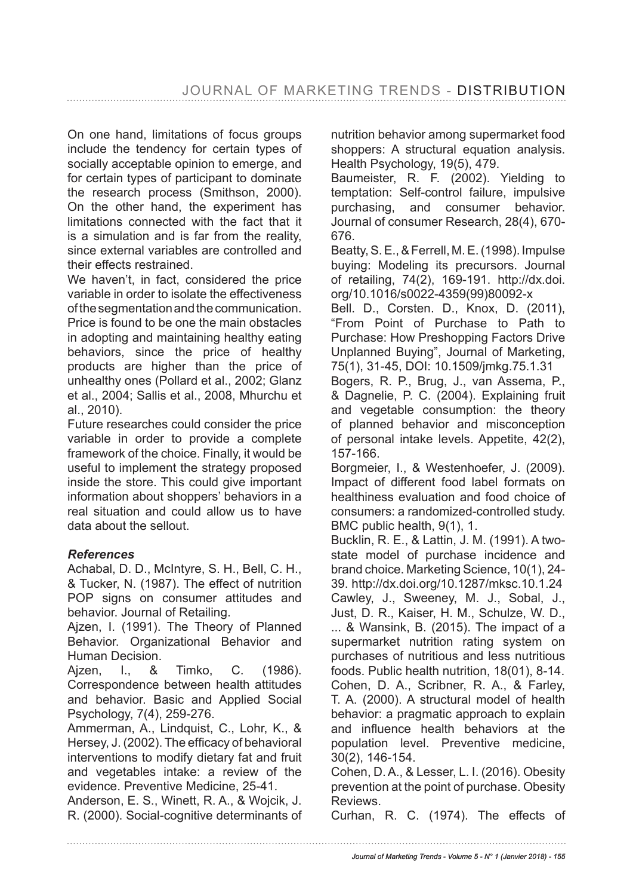On one hand, limitations of focus groups include the tendency for certain types of socially acceptable opinion to emerge, and for certain types of participant to dominate the research process (Smithson, 2000). On the other hand, the experiment has limitations connected with the fact that it is a simulation and is far from the reality, since external variables are controlled and their effects restrained.

We haven't, in fact, considered the price variable in order to isolate the effectiveness of the segmentation and the communication. Price is found to be one the main obstacles in adopting and maintaining healthy eating behaviors, since the price of healthy products are higher than the price of unhealthy ones (Pollard et al., 2002; Glanz et al., 2004; Sallis et al., 2008, Mhurchu et al., 2010).

Future researches could consider the price variable in order to provide a complete framework of the choice. Finally, it would be useful to implement the strategy proposed inside the store. This could give important information about shoppers' behaviors in a real situation and could allow us to have data about the sellout.

### *References*

Achabal, D. D., McIntyre, S. H., Bell, C. H., & Tucker, N. (1987). The effect of nutrition POP signs on consumer attitudes and behavior. Journal of Retailing.

Ajzen, I. (1991). The Theory of Planned Behavior. Organizational Behavior and Human Decision.

Ajzen, I., & Timko, C. (1986). Correspondence between health attitudes and behavior. Basic and Applied Social Psychology, 7(4), 259-276.

Ammerman, A., Lindquist, C., Lohr, K., & Hersey, J. (2002). The efficacy of behavioral interventions to modify dietary fat and fruit and vegetables intake: a review of the evidence. Preventive Medicine, 25-41.

Anderson, E. S., Winett, R. A., & Wojcik, J. R. (2000). Social-cognitive determinants of nutrition behavior among supermarket food shoppers: A structural equation analysis. Health Psychology, 19(5), 479.

Baumeister, R. F. (2002). Yielding to temptation: Self-control failure, impulsive purchasing, and consumer behavior. Journal of consumer Research, 28(4), 670-676.

Beatty, S. E., & Ferrell, M. E. (1998). Impulse buying: Modeling its precursors. Journal of retailing, 74(2), 169-191. http://dx.doi.org/10.1016/s0022-4359(99)80092-x

Bell. D., Corsten. D., Knox, D. (2011), "From Point of Purchase to Path to Purchase: How Preshopping Factors Drive Unplanned Buying", Journal of Marketing, 75(1), 31-45, DOI: 10.1509/jmkg.75.1.31

Bogers, R. P., Brug, J., van Assema, P., & Dagnelie, P. C. (2004). Explaining fruit and vegetable consumption: the theory of planned behavior and misconception of personal intake levels. Appetite, 42(2), 157-166.

Borgmeier, I., & Westenhoefer, J. (2009). Impact of different food label formats on healthiness evaluation and food choice of consumers: a randomized-controlled study. BMC public health, 9(1), 1.

Bucklin, R. E., & Lattin, J. M. (1991). A two-state model of purchase incidence and brand choice. Marketing Science, 10(1), 24-39. http://dx.doi.org/10.1287/mksc.10.1.24

Cawley, J., Sweeney, M. J., Sobal, J., Just, D. R., Kaiser, H. M., Schulze, W. D., ... & Wansink, B. (2015). The impact of a supermarket nutrition rating system on purchases of nutritious and less nutritious foods. Public health nutrition, 18(01), 8-14.

Cohen, D. A., Scribner, R. A., & Farley, T. A. (2000). A structural model of health behavior: a pragmatic approach to explain and influence health behaviors at the population level. Preventive medicine, 30(2), 146-154.

Cohen, D. A., & Lesser, L. I. (2016). Obesity prevention at the point of purchase. Obesity Reviews.

Curhan, R. C. (1974). The effects of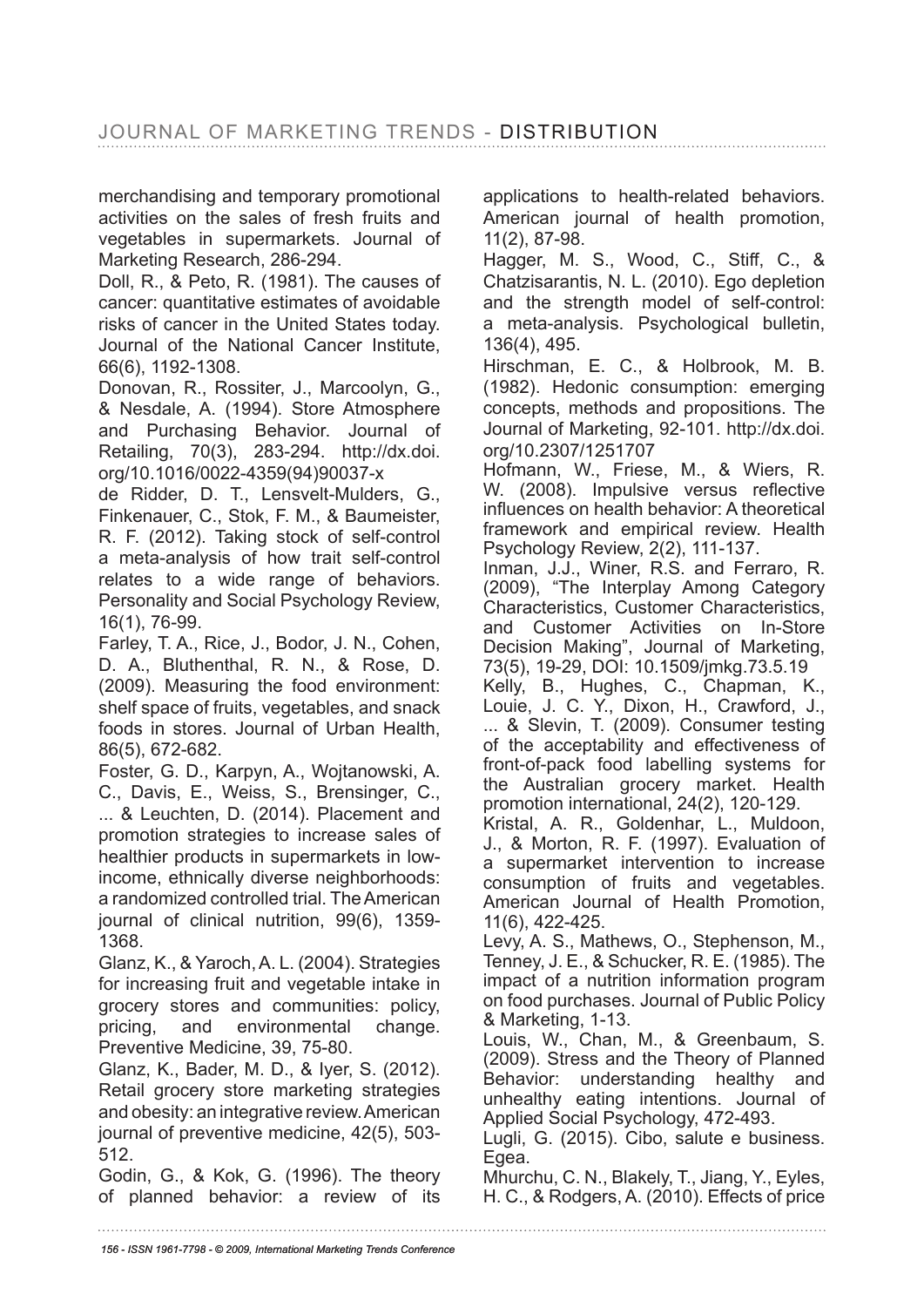merchandising and temporary promotional activities on the sales of fresh fruits and vegetables in supermarkets. Journal of Marketing Research, 286-294.

Doll, R., & Peto, R. (1981). The causes of cancer: quantitative estimates of avoidable risks of cancer in the United States today. Journal of the National Cancer Institute, 66(6), 1192-1308.

Donovan, R., Rossiter, J., Marcoolyn, G., & Nesdale, A. (1994). Store Atmosphere and Purchasing Behavior. Journal of Retailing, 70(3), 283-294. http://dx.doi.org/10.1016/0022-4359(94)90037-x

de Ridder, D. T., Lensvelt-Mulders, G., Finkenauer, C., Stok, F. M., & Baumeister, R. F. (2012). Taking stock of self-control a meta-analysis of how trait self-control relates to a wide range of behaviors. Personality and Social Psychology Review, 16(1), 76-99.

Farley, T. A., Rice, J., Bodor, J. N., Cohen, D. A., Bluthenthal, R. N., & Rose, D. (2009). Measuring the food environment: shelf space of fruits, vegetables, and snack foods in stores. Journal of Urban Health, 86(5), 672-682.

Foster, G. D., Karpyn, A., Wojtanowski, A. C., Davis, E., Weiss, S., Brensinger, C., ... & Leuchten, D. (2014). Placement and promotion strategies to increase sales of healthier products in supermarkets in low-income, ethnically diverse neighborhoods: a randomized controlled trial. The American journal of clinical nutrition, 99(6), 1359-1368.

Glanz, K., & Yaroch, A. L. (2004). Strategies for increasing fruit and vegetable intake in grocery stores and communities: policy, pricing, and environmental change. Preventive Medicine, 39, 75-80.

Glanz, K., Bader, M. D., & Iyer, S. (2012). Retail grocery store marketing strategies and obesity: an integrative review. American journal of preventive medicine, 42(5), 503-512.

Godin, G., & Kok, G. (1996). The theory of planned behavior: a review of its applications to health-related behaviors. American journal of health promotion, 11(2), 87-98.

Hagger, M. S., Wood, C., Stiff, C., & Chatzisarantis, N. L. (2010). Ego depletion and the strength model of self-control: a meta-analysis. Psychological bulletin, 136(4), 495.

Hirschman, E. C., & Holbrook, M. B. (1982). Hedonic consumption: emerging concepts, methods and propositions. The Journal of Marketing, 92-101. http://dx.doi.org/10.2307/1251707

Hofmann, W., Friese, M., & Wiers, R. W. (2008). Impulsive versus reflective influences on health behavior: A theoretical framework and empirical review. Health Psychology Review, 2(2), 111-137.

Inman, J.J., Winer, R.S. and Ferraro, R. (2009), "The Interplay Among Category Characteristics, Customer Characteristics, and Customer Activities on In-Store Decision Making", Journal of Marketing, 73(5), 19-29, DOI: 10.1509/jmkg.73.5.19

Kelly, B., Hughes, C., Chapman, K., Louie, J. C. Y., Dixon, H., Crawford, J., ... & Slevin, T. (2009). Consumer testing of the acceptability and effectiveness of front-of-pack food labelling systems for the Australian grocery market. Health promotion international, 24(2), 120-129.

Kristal, A. R., Goldenhar, L., Muldoon, J., & Morton, R. F. (1997). Evaluation of a supermarket intervention to increase consumption of fruits and vegetables. American Journal of Health Promotion, 11(6), 422-425.

Levy, A. S., Mathews, O., Stephenson, M., Tenney, J. E., & Schucker, R. E. (1985). The impact of a nutrition information program on food purchases. Journal of Public Policy & Marketing, 1-13.

Louis, W., Chan, M., & Greenbaum, S. (2009). Stress and the Theory of Planned Behavior: understanding healthy and unhealthy eating intentions. Journal of Applied Social Psychology, 472-493.

Lugli, G. (2015). Cibo, salute e business. Egea.

Mhurchu, C. N., Blakely, T., Jiang, Y., Eyles, H. C., & Rodgers, A. (2010). Effects of price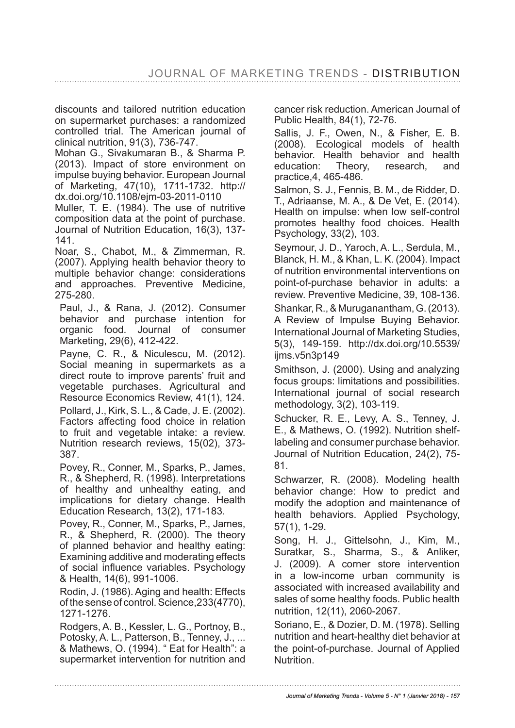discounts and tailored nutrition education on supermarket purchases: a randomized controlled trial. The American journal of clinical nutrition, 91(3), 736-747.

Mohan G., Sivakumaran B., & Sharma P. (2013). Impact of store environment on impulse buying behavior. European Journal of Marketing, 47(10), 1711-1732. http://dx.doi.org/10.1108/ejm-03-2011-0110

Muller, T. E. (1984). The use of nutritive composition data at the point of purchase. Journal of Nutrition Education, 16(3), 137-141.

Noar, S., Chabot, M., & Zimmerman, R. (2007). Applying health behavior theory to multiple behavior change: considerations and approaches. Preventive Medicine, 275-280.

Paul, J., & Rana, J. (2012). Consumer behavior and purchase intention for organic food. Journal of consumer Marketing, 29(6), 412-422.

Payne, C. R., & Niculescu, M. (2012). Social meaning in supermarkets as a direct route to improve parents' fruit and vegetable purchases. Agricultural and Resource Economics Review, 41(1), 124.

Pollard, J., Kirk, S. L., & Cade, J. E. (2002). Factors affecting food choice in relation to fruit and vegetable intake: a review. Nutrition research reviews, 15(02), 373-387.

Povey, R., Conner, M., Sparks, P., James, R., & Shepherd, R. (1998). Interpretations of healthy and unhealthy eating, and implications for dietary change. Health Education Research, 13(2), 171-183.

Povey, R., Conner, M., Sparks, P., James, R., & Shepherd, R. (2000). The theory of planned behavior and healthy eating: Examining additive and moderating effects of social influence variables. Psychology & Health, 14(6), 991-1006.

Rodin, J. (1986). Aging and health: Effects of the sense of control. Science,233(4770), 1271-1276.

Rodgers, A. B., Kessler, L. G., Portnoy, B., Potosky, A. L., Patterson, B., Tenney, J., ... & Mathews, O. (1994). " Eat for Health": a supermarket intervention for nutrition and cancer risk reduction. American Journal of Public Health, 84(1), 72-76.

Sallis, J. F., Owen, N., & Fisher, E. B. (2008). Ecological models of health behavior. Health behavior and health education: Theory, research, and practice,4, 465-486.

Salmon, S. J., Fennis, B. M., de Ridder, D. T., Adriaanse, M. A., & De Vet, E. (2014). Health on impulse: when low self-control promotes healthy food choices. Health Psychology, 33(2), 103.

Seymour, J. D., Yaroch, A. L., Serdula, M., Blanck, H. M., & Khan, L. K. (2004). Impact of nutrition environmental interventions on point-of-purchase behavior in adults: a review. Preventive Medicine, 39, 108-136.

Shankar, R., & Muruganantham, G. (2013). A Review of Impulse Buying Behavior. International Journal of Marketing Studies, 5(3), 149-159. http://dx.doi.org/10.5539/ijms.v5n3p149

Smithson, J. (2000). Using and analyzing focus groups: limitations and possibilities. International journal of social research methodology, 3(2), 103-119.

Schucker, R. E., Levy, A. S., Tenney, J. E., & Mathews, O. (1992). Nutrition shelf-labeling and consumer purchase behavior. Journal of Nutrition Education, 24(2), 75-81.

Schwarzer, R. (2008). Modeling health behavior change: How to predict and modify the adoption and maintenance of health behaviors. Applied Psychology, 57(1), 1-29.

Song, H. J., Gittelsohn, J., Kim, M., Suratkar, S., Sharma, S., & Anliker, J. (2009). A corner store intervention in a low-income urban community is associated with increased availability and sales of some healthy foods. Public health nutrition, 12(11), 2060-2067.

Soriano, E., & Dozier, D. M. (1978). Selling nutrition and heart-healthy diet behavior at the point-of-purchase. Journal of Applied Nutrition.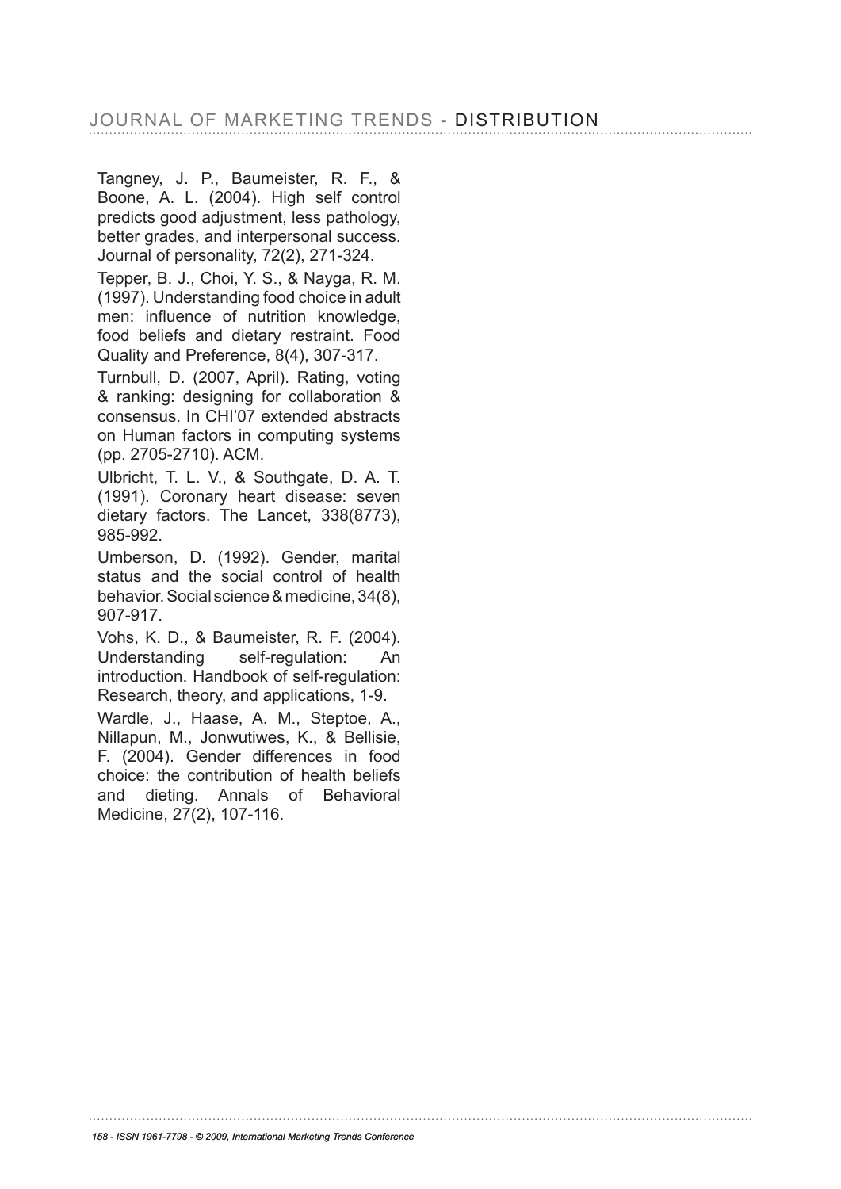Tangney, J. P., Baumeister, R. F., & Boone, A. L. (2004). High self control predicts good adjustment, less pathology, better grades, and interpersonal success. Journal of personality, 72(2), 271-324.

Tepper, B. J., Choi, Y. S., & Nayga, R. M. (1997). Understanding food choice in adult men: influence of nutrition knowledge, food beliefs and dietary restraint. Food Quality and Preference, 8(4), 307-317.

Turnbull, D. (2007, April). Rating, voting & ranking: designing for collaboration & consensus. In CHI'07 extended abstracts on Human factors in computing systems (pp. 2705-2710). ACM.

Ulbricht, T. L. V., & Southgate, D. A. T. (1991). Coronary heart disease: seven dietary factors. The Lancet, 338(8773), 985-992.

Umberson, D. (1992). Gender, marital status and the social control of health behavior. Social science & medicine, 34(8), 907-917.

Vohs, K. D., & Baumeister, R. F. (2004). Understanding self-regulation: An introduction. Handbook of self-regulation: Research, theory, and applications, 1-9.

Wardle, J., Haase, A. M., Steptoe, A., Nillapun, M., Jonwutiwes, K., & Bellisie, F. (2004). Gender differences in food choice: the contribution of health beliefs and dieting. Annals of Behavioral Medicine, 27(2), 107-116.